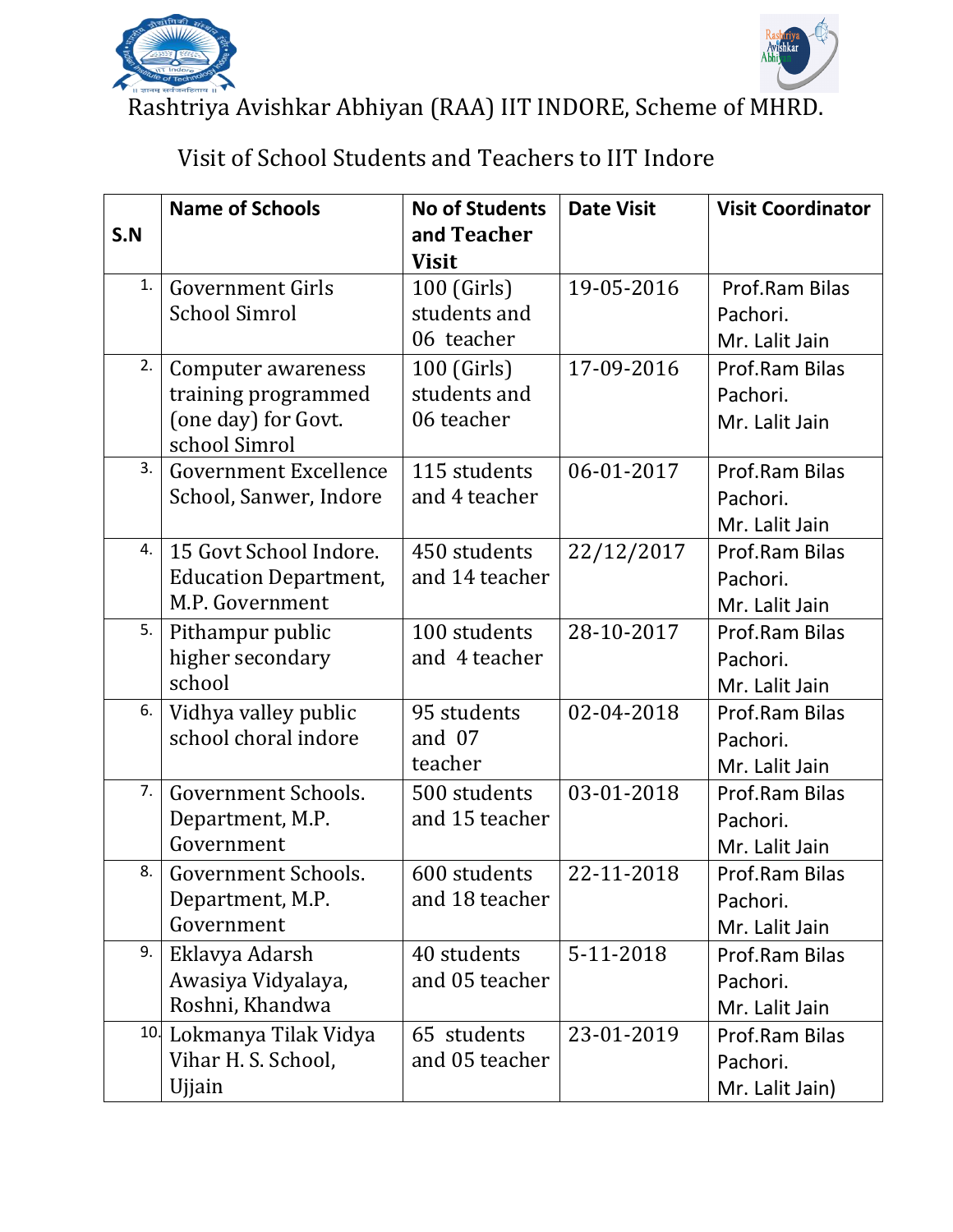# Rashtriya Avishkar Abhiyan (RAA) IIT INDORE, Scheme of MHRD.

## Visit of School Students and Teachers to IIT Indore

| S.N | Name of Schools | No of Students and Teacher Visit | Date Visit | Visit Coordinator |
|---|---|---|---|---|
| 1. | Government Girls School Simrol | 100 (Girls) students and 06 teacher | 19-05-2016 | Prof.Ram Bilas Pachori. Mr. Lalit Jain |
| 2. | Computer awareness training programmed (one day) for Govt. school Simrol | 100 (Girls) students and 06 teacher | 17-09-2016 | Prof.Ram Bilas Pachori. Mr. Lalit Jain |
| 3. | Government Excellence School, Sanwer, Indore | 115 students and 4 teacher | 06-01-2017 | Prof.Ram Bilas Pachori. Mr. Lalit Jain |
| 4. | 15 Govt School Indore. Education Department, M.P. Government | 450 students and 14 teacher | 22/12/2017 | Prof.Ram Bilas Pachori. Mr. Lalit Jain |
| 5. | Pithampur public higher secondary school | 100 students and 4 teacher | 28-10-2017 | Prof.Ram Bilas Pachori. Mr. Lalit Jain |
| 6. | Vidhya valley public school choral indore | 95 students and 07 teacher | 02-04-2018 | Prof.Ram Bilas Pachori. Mr. Lalit Jain |
| 7. | Government Schools. Department, M.P. Government | 500 students and 15 teacher | 03-01-2018 | Prof.Ram Bilas Pachori. Mr. Lalit Jain |
| 8. | Government Schools. Department, M.P. Government | 600 students and 18 teacher | 22-11-2018 | Prof.Ram Bilas Pachori. Mr. Lalit Jain |
| 9. | Eklavya Adarsh Awasiya Vidyalaya, Roshni, Khandwa | 40 students and 05 teacher | 5-11-2018 | Prof.Ram Bilas Pachori. Mr. Lalit Jain |
| 10. | Lokmanya Tilak Vidya Vihar H. S. School, Ujjain | 65 students and 05 teacher | 23-01-2019 | Prof.Ram Bilas Pachori. Mr. Lalit Jain) |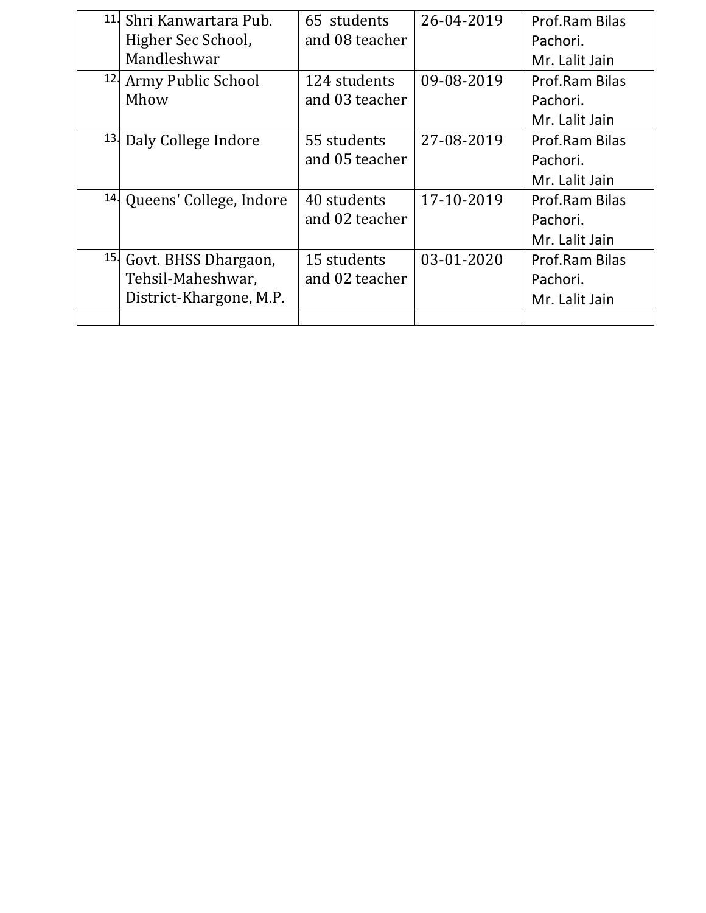| | | | | |
|---|---|---|---|---|
| 11. | Shri Kanwartara Pub. Higher Sec School, Mandleshwar | 65 students and 08 teacher | 26-04-2019 | Prof.Ram Bilas Pachori.<br>Mr. Lalit Jain |
| 12. | Army Public School Mhow | 124 students and 03 teacher | 09-08-2019 | Prof.Ram Bilas Pachori.<br>Mr. Lalit Jain |
| 13. | Daly College Indore | 55 students and 05 teacher | 27-08-2019 | Prof.Ram Bilas Pachori.<br>Mr. Lalit Jain |
| 14. | Queens' College, Indore | 40 students and 02 teacher | 17-10-2019 | Prof.Ram Bilas Pachori.<br>Mr. Lalit Jain |
| 15. | Govt. BHSS Dhargaon, Tehsil-Maheshwar, District-Khargone, M.P. | 15 students and 02 teacher | 03-01-2020 | Prof.Ram Bilas Pachori.<br>Mr. Lalit Jain |
| | | | | |